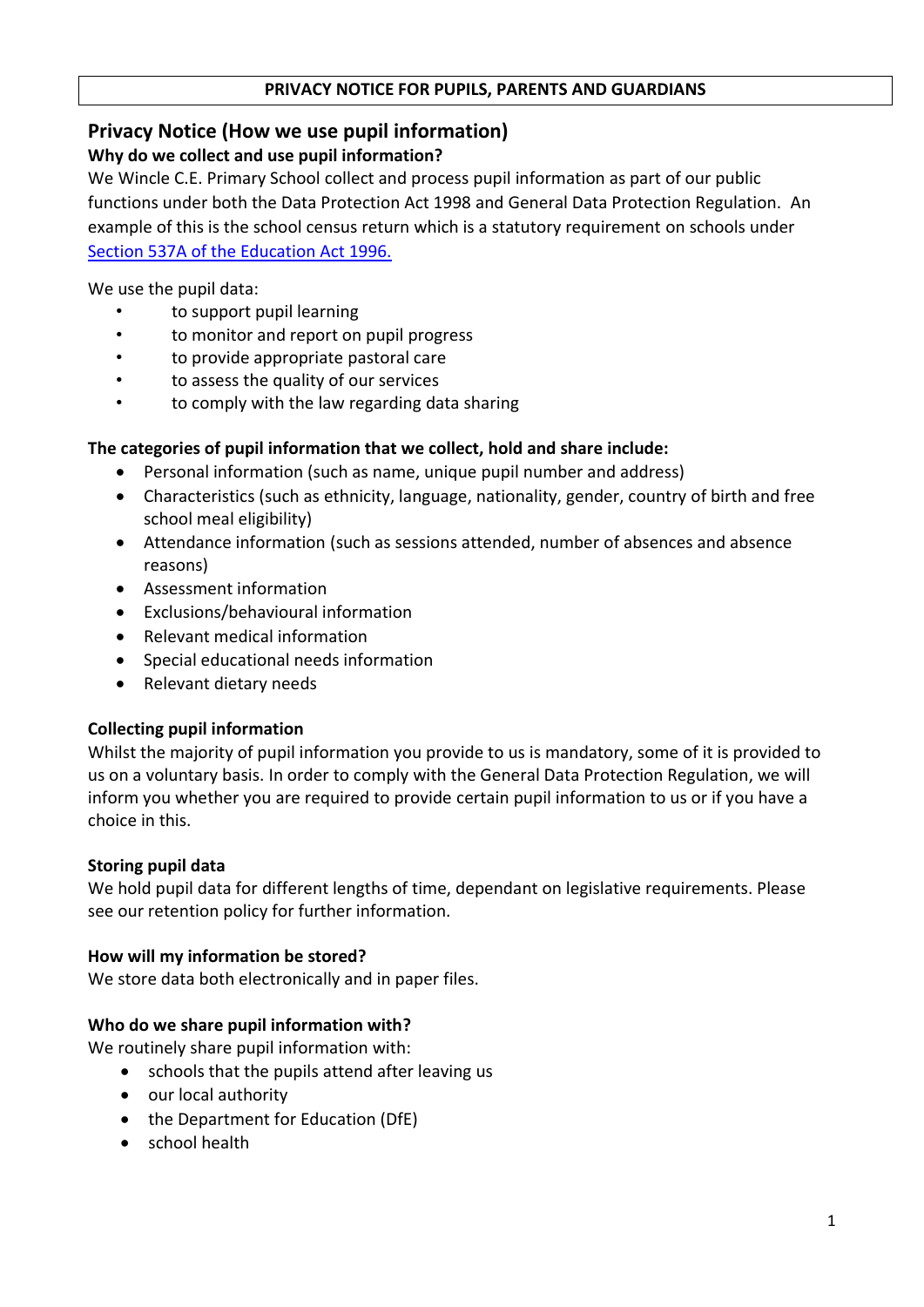**PRIVACY NOTICE FOR PUPILS, PARENTS AND GUARDIANS**

## Privacy Notice (How we use pupil information)

### Why do we collect and use pupil information?

We Wincle C.E. Primary School collect and process pupil information as part of our public functions under both the Data Protection Act 1998 and General Data Protection Regulation. An example of this is the school census return which is a statutory requirement on schools under [Section 537A of the Education Act 1996.](#)

We use the pupil data:

- to support pupil learning
- to monitor and report on pupil progress
- to provide appropriate pastoral care
- to assess the quality of our services
- to comply with the law regarding data sharing

### The categories of pupil information that we collect, hold and share include:

- Personal information (such as name, unique pupil number and address)
- Characteristics (such as ethnicity, language, nationality, gender, country of birth and free school meal eligibility)
- Attendance information (such as sessions attended, number of absences and absence reasons)
- Assessment information
- Exclusions/behavioural information
- Relevant medical information
- Special educational needs information
- Relevant dietary needs

### Collecting pupil information

Whilst the majority of pupil information you provide to us is mandatory, some of it is provided to us on a voluntary basis. In order to comply with the General Data Protection Regulation, we will inform you whether you are required to provide certain pupil information to us or if you have a choice in this.

### Storing pupil data

We hold pupil data for different lengths of time, dependant on legislative requirements. Please see our retention policy for further information.

### How will my information be stored?

We store data both electronically and in paper files.

### Who do we share pupil information with?

We routinely share pupil information with:

- schools that the pupils attend after leaving us
- our local authority
- the Department for Education (DfE)
- school health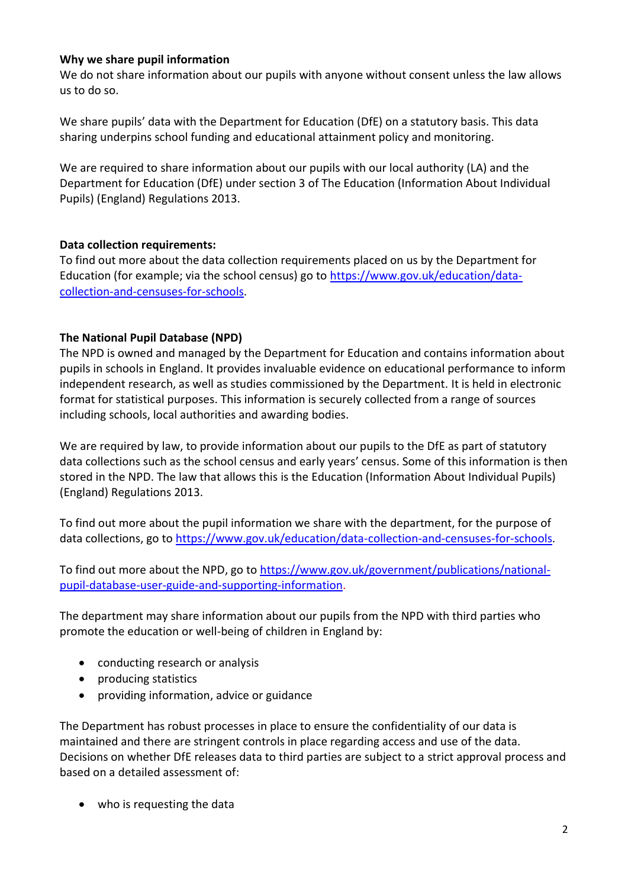**Why we share pupil information**

We do not share information about our pupils with anyone without consent unless the law allows us to do so.

We share pupils' data with the Department for Education (DfE) on a statutory basis. This data sharing underpins school funding and educational attainment policy and monitoring.

We are required to share information about our pupils with our local authority (LA) and the Department for Education (DfE) under section 3 of The Education (Information About Individual Pupils) (England) Regulations 2013.

**Data collection requirements:**

To find out more about the data collection requirements placed on us by the Department for Education (for example; via the school census) go to [https://www.gov.uk/education/data-collection-and-censuses-for-schools](https://www.gov.uk/education/data-collection-and-censuses-for-schools).

**The National Pupil Database (NPD)**

The NPD is owned and managed by the Department for Education and contains information about pupils in schools in England. It provides invaluable evidence on educational performance to inform independent research, as well as studies commissioned by the Department. It is held in electronic format for statistical purposes. This information is securely collected from a range of sources including schools, local authorities and awarding bodies.

We are required by law, to provide information about our pupils to the DfE as part of statutory data collections such as the school census and early years' census. Some of this information is then stored in the NPD. The law that allows this is the Education (Information About Individual Pupils) (England) Regulations 2013.

To find out more about the pupil information we share with the department, for the purpose of data collections, go to [https://www.gov.uk/education/data-collection-and-censuses-for-schools](https://www.gov.uk/education/data-collection-and-censuses-for-schools).

To find out more about the NPD, go to [https://www.gov.uk/government/publications/national-pupil-database-user-guide-and-supporting-information](https://www.gov.uk/government/publications/national-pupil-database-user-guide-and-supporting-information).

The department may share information about our pupils from the NPD with third parties who promote the education or well-being of children in England by:

- conducting research or analysis
- producing statistics
- providing information, advice or guidance

The Department has robust processes in place to ensure the confidentiality of our data is maintained and there are stringent controls in place regarding access and use of the data. Decisions on whether DfE releases data to third parties are subject to a strict approval process and based on a detailed assessment of:

- who is requesting the data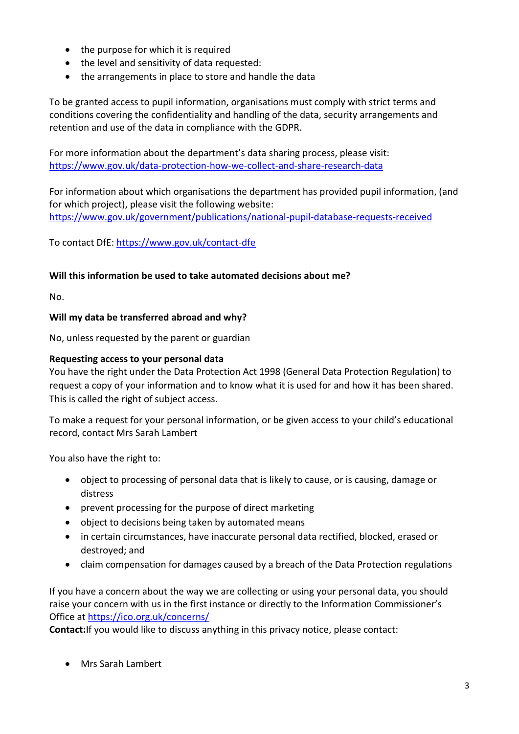- the purpose for which it is required
- the level and sensitivity of data requested:
- the arrangements in place to store and handle the data

To be granted access to pupil information, organisations must comply with strict terms and conditions covering the confidentiality and handling of the data, security arrangements and retention and use of the data in compliance with the GDPR.

For more information about the department's data sharing process, please visit: https://www.gov.uk/data-protection-how-we-collect-and-share-research-data

For information about which organisations the department has provided pupil information, (and for which project), please visit the following website: https://www.gov.uk/government/publications/national-pupil-database-requests-received

To contact DfE: https://www.gov.uk/contact-dfe

**Will this information be used to take automated decisions about me?**

No.

**Will my data be transferred abroad and why?**

No, unless requested by the parent or guardian

**Requesting access to your personal data**

You have the right under the Data Protection Act 1998 (General Data Protection Regulation) to request a copy of your information and to know what it is used for and how it has been shared. This is called the right of subject access.

To make a request for your personal information, or be given access to your child's educational record, contact Mrs Sarah Lambert

You also have the right to:

- object to processing of personal data that is likely to cause, or is causing, damage or distress
- prevent processing for the purpose of direct marketing
- object to decisions being taken by automated means
- in certain circumstances, have inaccurate personal data rectified, blocked, erased or destroyed; and
- claim compensation for damages caused by a breach of the Data Protection regulations

If you have a concern about the way we are collecting or using your personal data, you should raise your concern with us in the first instance or directly to the Information Commissioner's Office at https://ico.org.uk/concerns/

**Contact:**If you would like to discuss anything in this privacy notice, please contact:

- Mrs Sarah Lambert